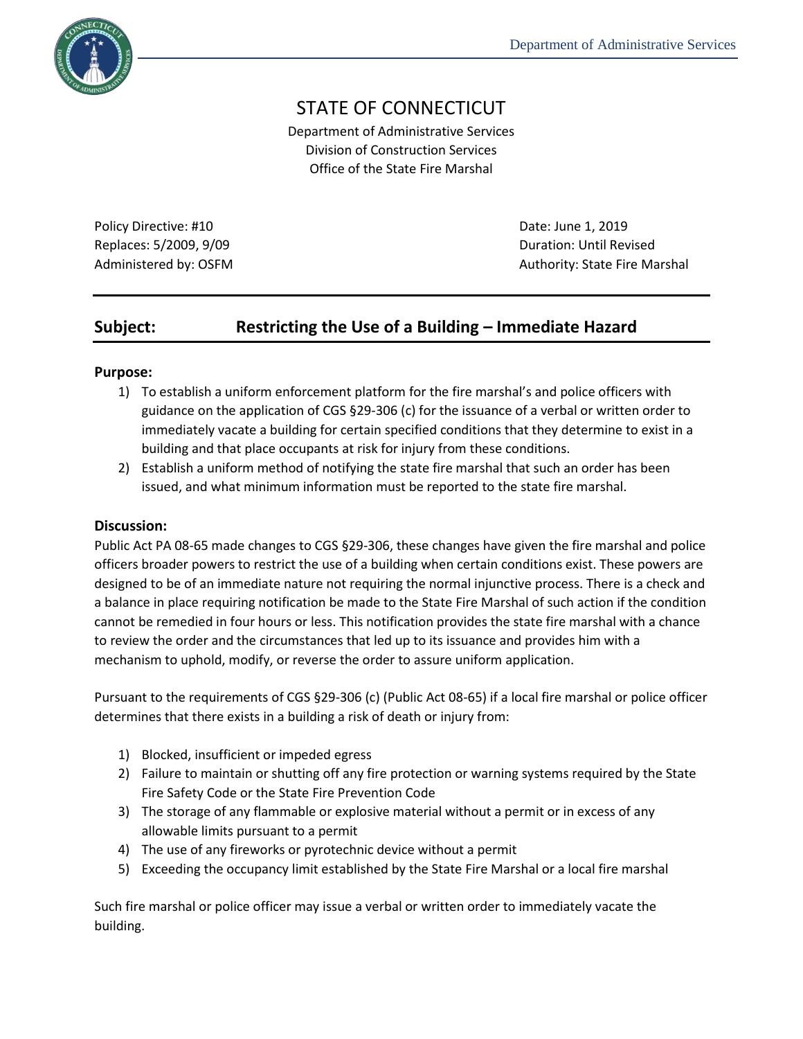# STATE OF CONNECTICUT

Department of Administrative Services
Division of Construction Services
Office of the State Fire Marshal

| | |
|---|---|
| Policy Directive: #10 | Date: June 1, 2019 |
| Replaces: 5/2009, 9/09 | Duration: Until Revised |
| Administered by: OSFM | Authority: State Fire Marshal |

## Subject: Restricting the Use of a Building – Immediate Hazard

### Purpose:

1) To establish a uniform enforcement platform for the fire marshal's and police officers with guidance on the application of CGS §29-306 (c) for the issuance of a verbal or written order to immediately vacate a building for certain specified conditions that they determine to exist in a building and that place occupants at risk for injury from these conditions.
2) Establish a uniform method of notifying the state fire marshal that such an order has been issued, and what minimum information must be reported to the state fire marshal.

### Discussion:

Public Act PA 08-65 made changes to CGS §29-306, these changes have given the fire marshal and police officers broader powers to restrict the use of a building when certain conditions exist. These powers are designed to be of an immediate nature not requiring the normal injunctive process. There is a check and a balance in place requiring notification be made to the State Fire Marshal of such action if the condition cannot be remedied in four hours or less. This notification provides the state fire marshal with a chance to review the order and the circumstances that led up to its issuance and provides him with a mechanism to uphold, modify, or reverse the order to assure uniform application.

Pursuant to the requirements of CGS §29-306 (c) (Public Act 08-65) if a local fire marshal or police officer determines that there exists in a building a risk of death or injury from:

1) Blocked, insufficient or impeded egress
2) Failure to maintain or shutting off any fire protection or warning systems required by the State Fire Safety Code or the State Fire Prevention Code
3) The storage of any flammable or explosive material without a permit or in excess of any allowable limits pursuant to a permit
4) The use of any fireworks or pyrotechnic device without a permit
5) Exceeding the occupancy limit established by the State Fire Marshal or a local fire marshal

Such fire marshal or police officer may issue a verbal or written order to immediately vacate the building.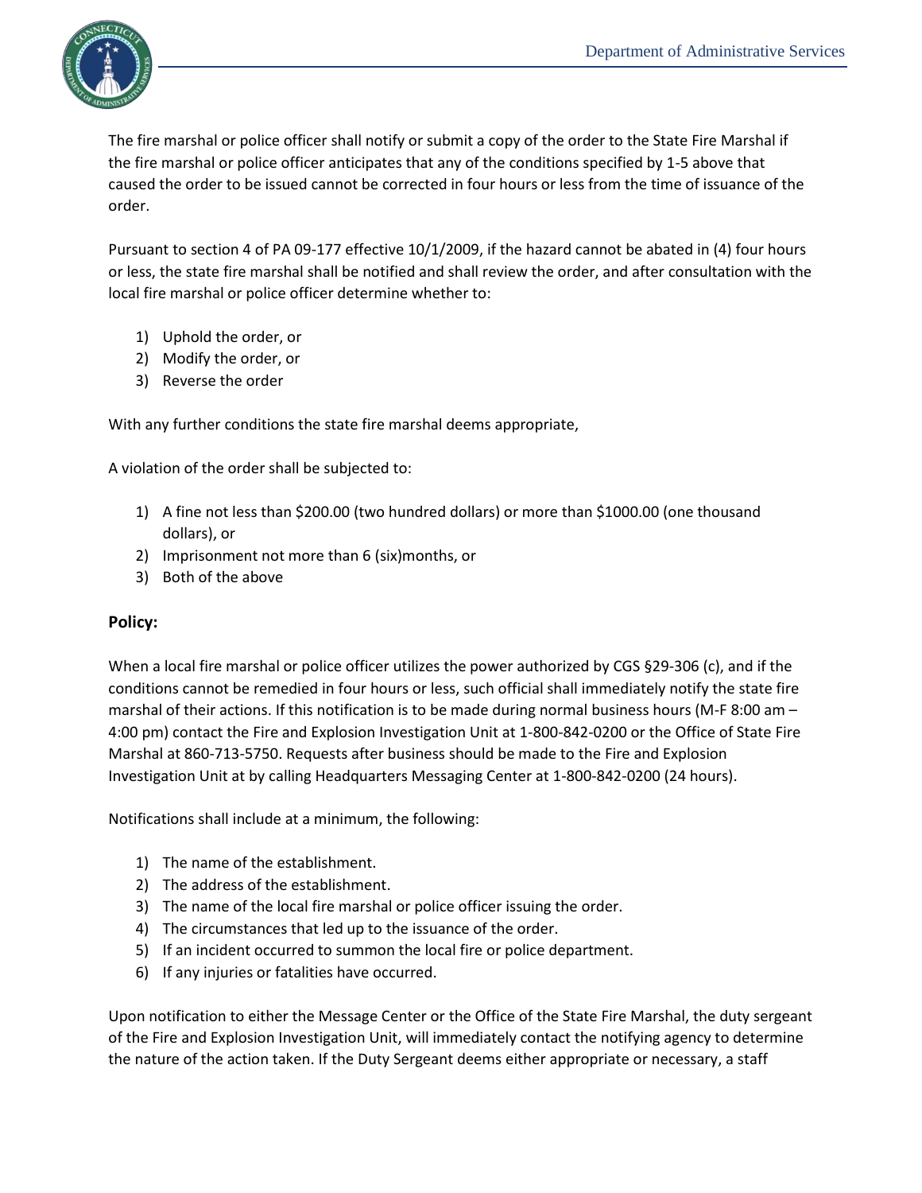The fire marshal or police officer shall notify or submit a copy of the order to the State Fire Marshal if the fire marshal or police officer anticipates that any of the conditions specified by 1-5 above that caused the order to be issued cannot be corrected in four hours or less from the time of issuance of the order.

Pursuant to section 4 of PA 09-177 effective 10/1/2009, if the hazard cannot be abated in (4) four hours or less, the state fire marshal shall be notified and shall review the order, and after consultation with the local fire marshal or police officer determine whether to:

1) Uphold the order, or
2) Modify the order, or
3) Reverse the order

With any further conditions the state fire marshal deems appropriate,

A violation of the order shall be subjected to:

1) A fine not less than $200.00 (two hundred dollars) or more than $1000.00 (one thousand dollars), or
2) Imprisonment not more than 6 (six)months, or
3) Both of the above

**Policy:**

When a local fire marshal or police officer utilizes the power authorized by CGS §29-306 (c), and if the conditions cannot be remedied in four hours or less, such official shall immediately notify the state fire marshal of their actions. If this notification is to be made during normal business hours (M-F 8:00 am – 4:00 pm) contact the Fire and Explosion Investigation Unit at 1-800-842-0200 or the Office of State Fire Marshal at 860-713-5750. Requests after business should be made to the Fire and Explosion Investigation Unit at by calling Headquarters Messaging Center at 1-800-842-0200 (24 hours).

Notifications shall include at a minimum, the following:

1) The name of the establishment.
2) The address of the establishment.
3) The name of the local fire marshal or police officer issuing the order.
4) The circumstances that led up to the issuance of the order.
5) If an incident occurred to summon the local fire or police department.
6) If any injuries or fatalities have occurred.

Upon notification to either the Message Center or the Office of the State Fire Marshal, the duty sergeant of the Fire and Explosion Investigation Unit, will immediately contact the notifying agency to determine the nature of the action taken. If the Duty Sergeant deems either appropriate or necessary, a staff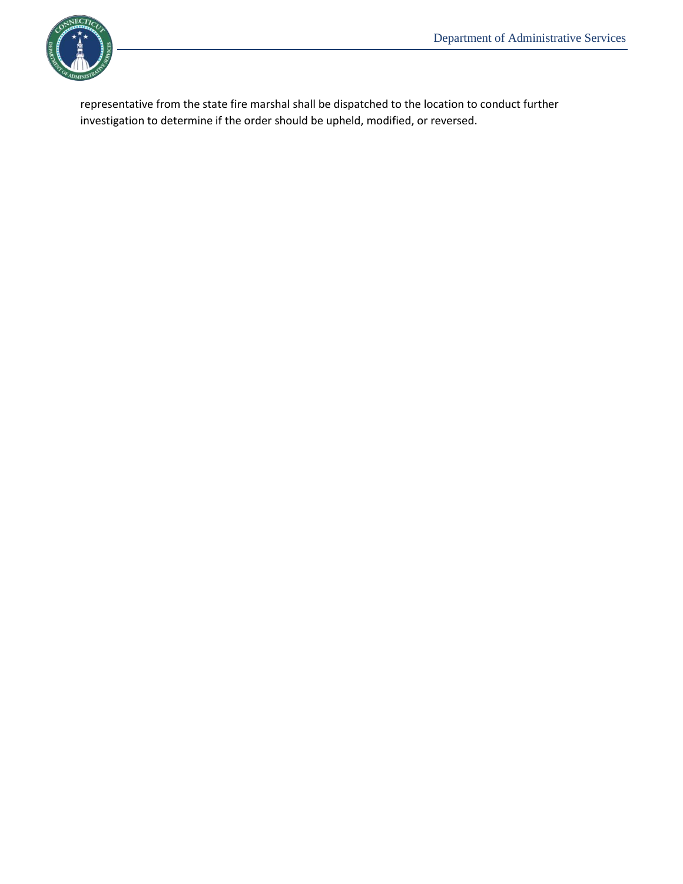representative from the state fire marshal shall be dispatched to the location to conduct further investigation to determine if the order should be upheld, modified, or reversed.